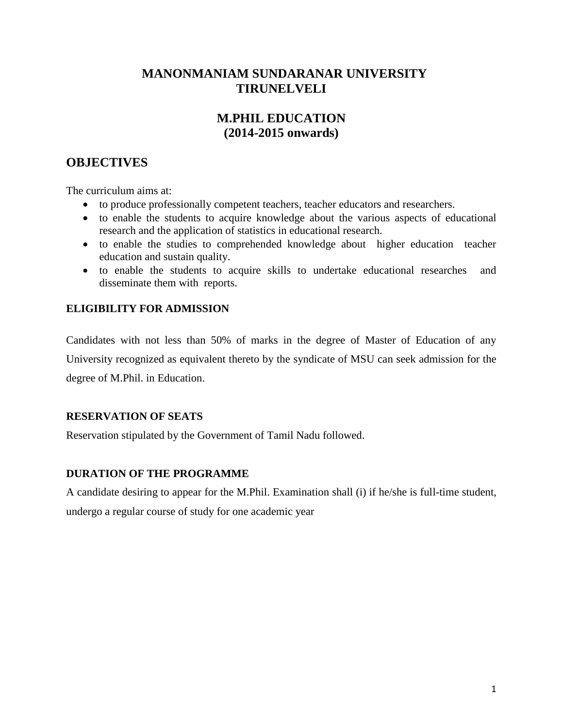# MANONMANIAM SUNDARANAR UNIVERSITY
# TIRUNELVELI

## M.PHIL EDUCATION
## (2014-2015 onwards)

## OBJECTIVES

The curriculum aims at:

- to produce professionally competent teachers, teacher educators and researchers.
- to enable the students to acquire knowledge about the various aspects of educational research and the application of statistics in educational research.
- to enable the studies to comprehended knowledge about higher education teacher education and sustain quality.
- to enable the students to acquire skills to undertake educational researches and disseminate them with reports.

### ELIGIBILITY FOR ADMISSION

Candidates with not less than 50% of marks in the degree of Master of Education of any University recognized as equivalent thereto by the syndicate of MSU can seek admission for the degree of M.Phil. in Education.

### RESERVATION OF SEATS

Reservation stipulated by the Government of Tamil Nadu followed.

### DURATION OF THE PROGRAMME

A candidate desiring to appear for the M.Phil. Examination shall (i) if he/she is full-time student, undergo a regular course of study for one academic year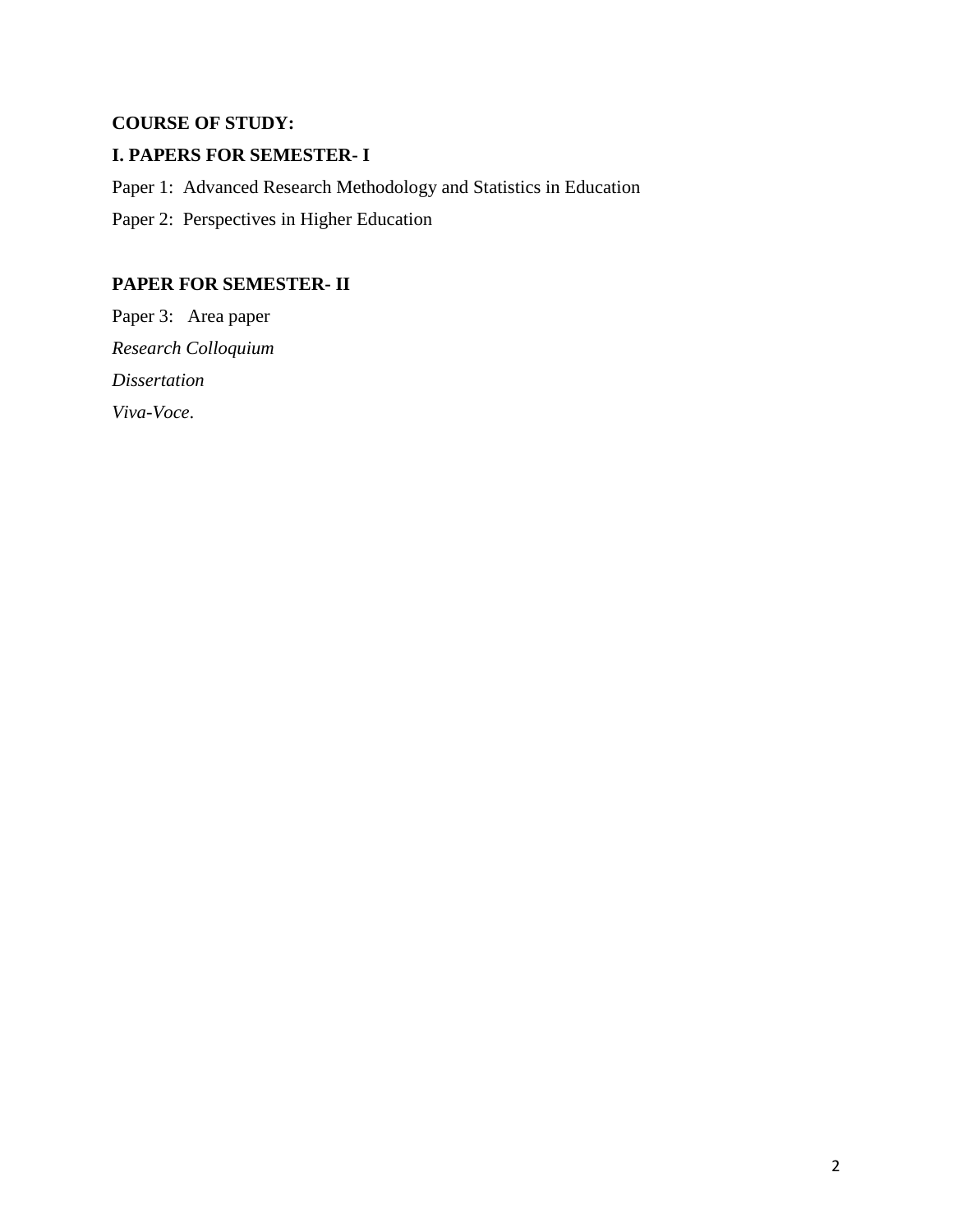**COURSE OF STUDY:**

**I. PAPERS FOR SEMESTER- I**

Paper 1: Advanced Research Methodology and Statistics in Education

Paper 2: Perspectives in Higher Education

**PAPER FOR SEMESTER- II**

Paper 3: Area paper

*Research Colloquium*

*Dissertation*

*Viva-Voce*.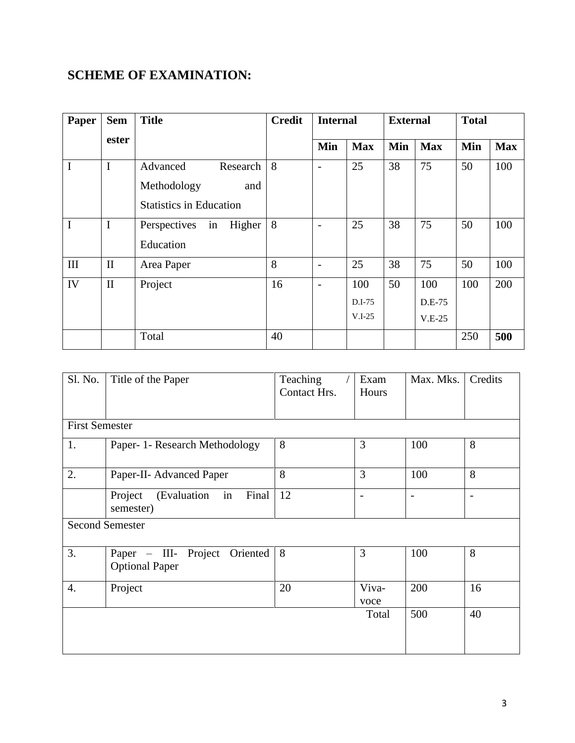## SCHEME OF EXAMINATION:

| Paper | Semester | Title | Credit | Internal | | External | | Total | |
|---|---|---|---|---|---|---|---|---|---|
| | | | | Min | Max | Min | Max | Min | Max |
| I | I | Advanced Research Methodology and Statistics in Education | 8 | - | 25 | 38 | 75 | 50 | 100 |
| I | I | Perspectives in Higher Education | 8 | - | 25 | 38 | 75 | 50 | 100 |
| III | II | Area Paper | 8 | - | 25 | 38 | 75 | 50 | 100 |
| IV | II | Project | 16 | - | 100 D.I-75 V.I-25 | 50 | 100 D.E-75 V.E-25 | 100 | 200 |
| | | Total | 40 | | | | | 250 | **500** |

| Sl. No. | Title of the Paper | Teaching / Contact Hrs. | Exam Hours | Max. Mks. | Credits |
|---|---|---|---|---|---|
| First Semester | | | | | |
| 1. | Paper- 1- Research Methodology | 8 | 3 | 100 | 8 |
| 2. | Paper-II- Advanced Paper | 8 | 3 | 100 | 8 |
| | Project (Evaluation in Final semester) | 12 | - | - | - |
| Second Semester | | | | | |
| 3. | Paper – III- Project Oriented Optional Paper | 8 | 3 | 100 | 8 |
| 4. | Project | 20 | Viva-voce | 200 | 16 |
| | | | Total | 500 | 40 |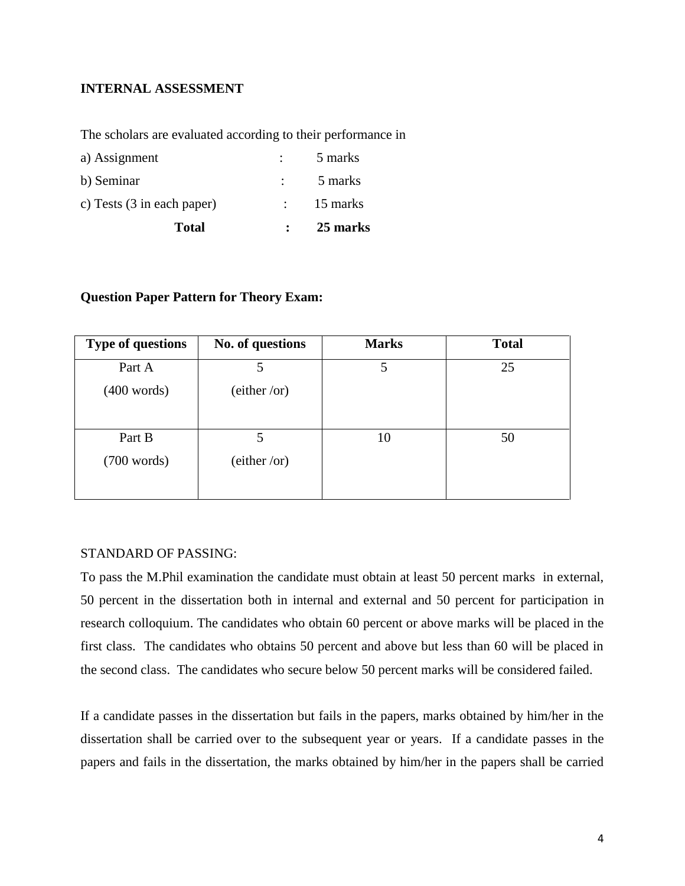**INTERNAL ASSESSMENT**

The scholars are evaluated according to their performance in

a) Assignment : 5 marks

b) Seminar : 5 marks

c) Tests (3 in each paper) : 15 marks

**Total : 25 marks**

**Question Paper Pattern for Theory Exam:**

| Type of questions | No. of questions | Marks | Total |
|---|---|---|---|
| Part A (400 words) | 5 (either /or) | 5 | 25 |
| Part B (700 words) | 5 (either /or) | 10 | 50 |

STANDARD OF PASSING:

To pass the M.Phil examination the candidate must obtain at least 50 percent marks in external, 50 percent in the dissertation both in internal and external and 50 percent for participation in research colloquium. The candidates who obtain 60 percent or above marks will be placed in the first class. The candidates who obtains 50 percent and above but less than 60 will be placed in the second class. The candidates who secure below 50 percent marks will be considered failed.

If a candidate passes in the dissertation but fails in the papers, marks obtained by him/her in the dissertation shall be carried over to the subsequent year or years. If a candidate passes in the papers and fails in the dissertation, the marks obtained by him/her in the papers shall be carried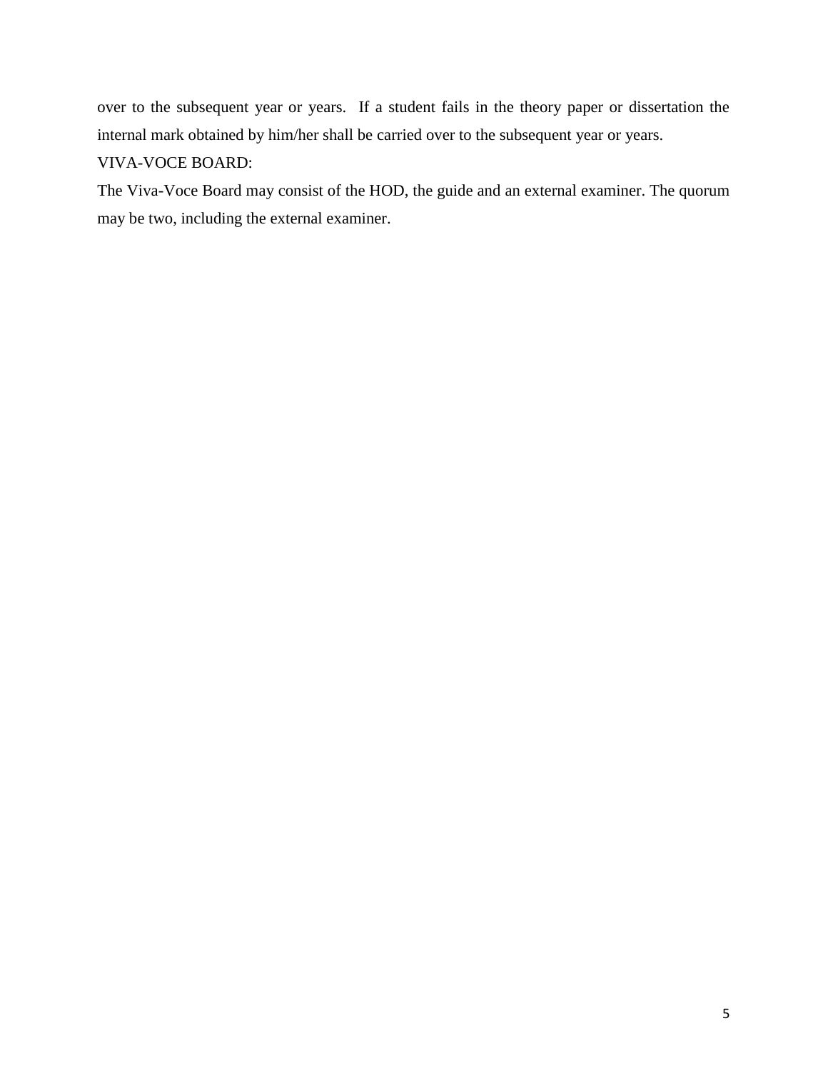over to the subsequent year or years. If a student fails in the theory paper or dissertation the internal mark obtained by him/her shall be carried over to the subsequent year or years.

VIVA-VOCE BOARD:

The Viva-Voce Board may consist of the HOD, the guide and an external examiner. The quorum may be two, including the external examiner.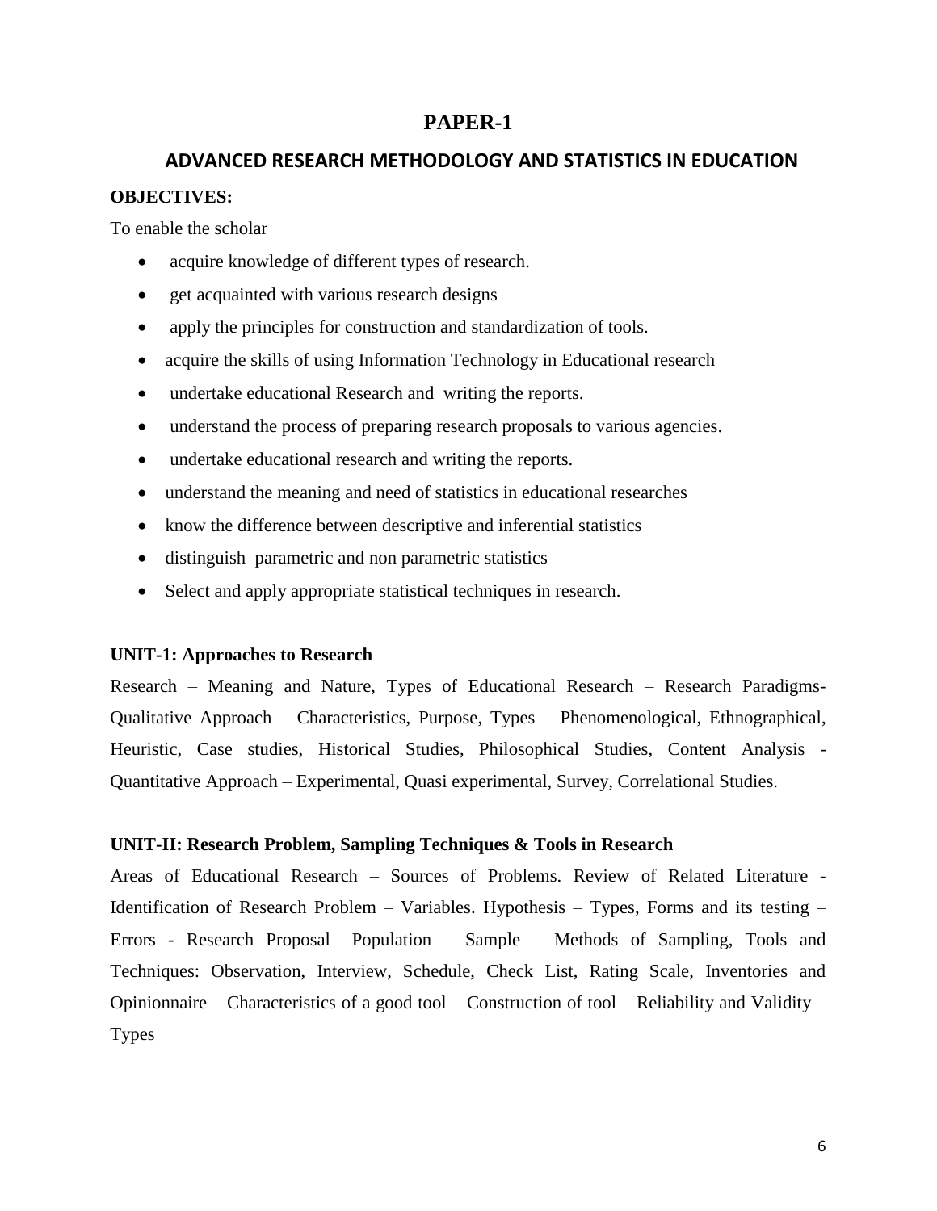# PAPER-1

## ADVANCED RESEARCH METHODOLOGY AND STATISTICS IN EDUCATION

**OBJECTIVES:**

To enable the scholar

- acquire knowledge of different types of research.
- get acquainted with various research designs
- apply the principles for construction and standardization of tools.
- acquire the skills of using Information Technology in Educational research
- undertake educational Research and writing the reports.
- understand the process of preparing research proposals to various agencies.
- undertake educational research and writing the reports.
- understand the meaning and need of statistics in educational researches
- know the difference between descriptive and inferential statistics
- distinguish parametric and non parametric statistics
- Select and apply appropriate statistical techniques in research.

**UNIT-1: Approaches to Research**

Research – Meaning and Nature, Types of Educational Research – Research Paradigms-Qualitative Approach – Characteristics, Purpose, Types – Phenomenological, Ethnographical, Heuristic, Case studies, Historical Studies, Philosophical Studies, Content Analysis - Quantitative Approach – Experimental, Quasi experimental, Survey, Correlational Studies.

**UNIT-II: Research Problem, Sampling Techniques & Tools in Research**

Areas of Educational Research – Sources of Problems. Review of Related Literature - Identification of Research Problem – Variables. Hypothesis – Types, Forms and its testing – Errors - Research Proposal –Population – Sample – Methods of Sampling, Tools and Techniques: Observation, Interview, Schedule, Check List, Rating Scale, Inventories and Opinionnaire – Characteristics of a good tool – Construction of tool – Reliability and Validity – Types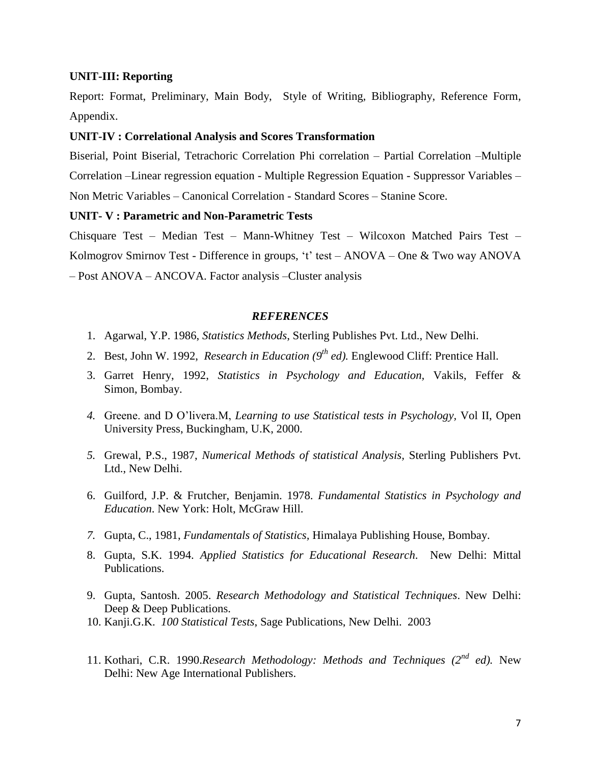**UNIT-III: Reporting**

Report: Format, Preliminary, Main Body, Style of Writing, Bibliography, Reference Form, Appendix.

**UNIT-IV : Correlational Analysis and Scores Transformation**

Biserial, Point Biserial, Tetrachoric Correlation Phi correlation – Partial Correlation –Multiple Correlation –Linear regression equation - Multiple Regression Equation - Suppressor Variables – Non Metric Variables – Canonical Correlation - Standard Scores – Stanine Score.

**UNIT- V : Parametric and Non-Parametric Tests**

Chisquare Test – Median Test – Mann-Whitney Test – Wilcoxon Matched Pairs Test – Kolmogrov Smirnov Test - Difference in groups, 't' test – ANOVA – One & Two way ANOVA – Post ANOVA – ANCOVA. Factor analysis –Cluster analysis

***REFERENCES***

1. Agarwal, Y.P. 1986, *Statistics Methods*, Sterling Publishes Pvt. Ltd., New Delhi.
2. Best, John W. 1992, *Research in Education (9th ed).* Englewood Cliff: Prentice Hall.
3. Garret Henry, 1992, *Statistics in Psychology and Education,* Vakils, Feffer & Simon, Bombay.
4. Greene. and D O'livera.M, *Learning to use Statistical tests in Psychology,* Vol II, Open University Press, Buckingham, U.K, 2000.
5. Grewal, P.S., 1987, *Numerical Methods of statistical Analysis,* Sterling Publishers Pvt. Ltd., New Delhi.
6. Guilford, J.P. & Frutcher, Benjamin. 1978. *Fundamental Statistics in Psychology and Education*. New York: Holt, McGraw Hill.
7. Gupta, C., 1981, *Fundamentals of Statistics,* Himalaya Publishing House, Bombay.
8. Gupta, S.K. 1994. *Applied Statistics for Educational Research.* New Delhi: Mittal Publications.
9. Gupta, Santosh. 2005. *Research Methodology and Statistical Techniques*. New Delhi: Deep & Deep Publications.
10. Kanji.G.K. *100 Statistical Tests*, Sage Publications, New Delhi. 2003
11. Kothari, C.R. 1990.*Research Methodology: Methods and Techniques (2nd ed).* New Delhi: New Age International Publishers.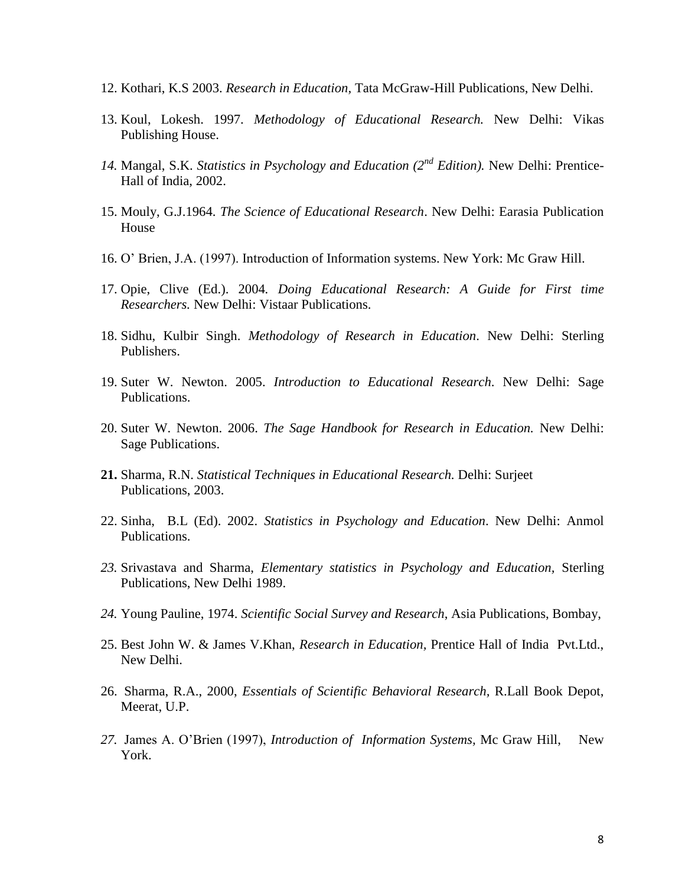12. Kothari, K.S 2003. *Research in Education*, Tata McGraw-Hill Publications, New Delhi.
13. Koul, Lokesh. 1997. *Methodology of Educational Research.* New Delhi: Vikas Publishing House.
14. Mangal, S.K. *Statistics in Psychology and Education (2nd Edition).* New Delhi: Prentice-Hall of India, 2002.
15. Mouly, G.J.1964. *The Science of Educational Research*. New Delhi: Earasia Publication House
16. O' Brien, J.A. (1997). Introduction of Information systems. New York: Mc Graw Hill.
17. Opie, Clive (Ed.). 2004. *Doing Educational Research: A Guide for First time Researchers.* New Delhi: Vistaar Publications.
18. Sidhu, Kulbir Singh. *Methodology of Research in Education*. New Delhi: Sterling Publishers.
19. Suter W. Newton. 2005. *Introduction to Educational Research*. New Delhi: Sage Publications.
20. Suter W. Newton. 2006. *The Sage Handbook for Research in Education.* New Delhi: Sage Publications.
21. Sharma, R.N. *Statistical Techniques in Educational Research.* Delhi: Surjeet Publications, 2003.
22. Sinha, B.L (Ed). 2002. *Statistics in Psychology and Education*. New Delhi: Anmol Publications.
23. Srivastava and Sharma, *Elementary statistics in Psychology and Education*, Sterling Publications, New Delhi 1989.
24. Young Pauline, 1974. *Scientific Social Survey and Research*, Asia Publications, Bombay,
25. Best John W. & James V.Khan, *Research in Education,* Prentice Hall of India Pvt.Ltd., New Delhi.
26. Sharma, R.A., 2000, *Essentials of Scientific Behavioral Research,* R.Lall Book Depot, Meerat, U.P.
27. James A. O'Brien (1997), *Introduction of Information Systems,* Mc Graw Hill, New York.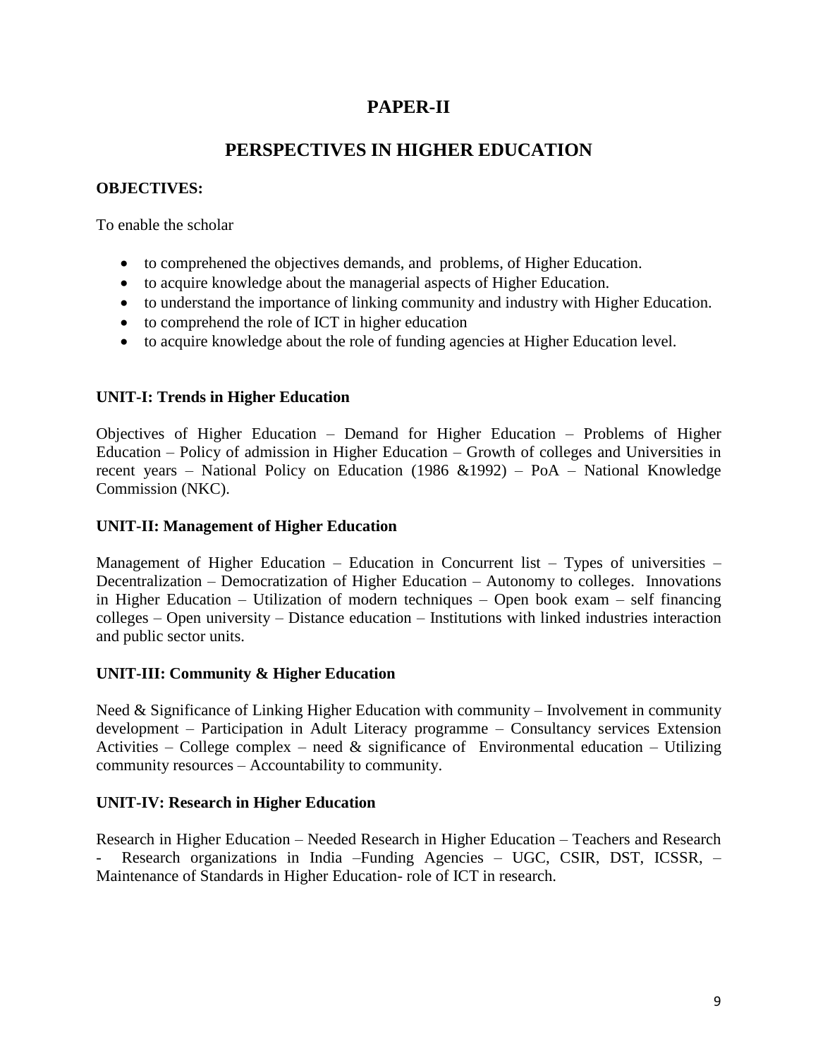# PAPER-II

# PERSPECTIVES IN HIGHER EDUCATION

**OBJECTIVES:**

To enable the scholar

- to comprehened the objectives demands, and problems, of Higher Education.
- to acquire knowledge about the managerial aspects of Higher Education.
- to understand the importance of linking community and industry with Higher Education.
- to comprehend the role of ICT in higher education
- to acquire knowledge about the role of funding agencies at Higher Education level.

**UNIT-I: Trends in Higher Education**

Objectives of Higher Education – Demand for Higher Education – Problems of Higher Education – Policy of admission in Higher Education – Growth of colleges and Universities in recent years – National Policy on Education (1986 &1992) – PoA – National Knowledge Commission (NKC).

**UNIT-II: Management of Higher Education**

Management of Higher Education – Education in Concurrent list – Types of universities – Decentralization – Democratization of Higher Education – Autonomy to colleges. Innovations in Higher Education – Utilization of modern techniques – Open book exam – self financing colleges – Open university – Distance education – Institutions with linked industries interaction and public sector units.

**UNIT-III: Community & Higher Education**

Need & Significance of Linking Higher Education with community – Involvement in community development – Participation in Adult Literacy programme – Consultancy services Extension Activities – College complex – need & significance of Environmental education – Utilizing community resources – Accountability to community.

**UNIT-IV: Research in Higher Education**

Research in Higher Education – Needed Research in Higher Education – Teachers and Research - Research organizations in India –Funding Agencies – UGC, CSIR, DST, ICSSR, – Maintenance of Standards in Higher Education- role of ICT in research.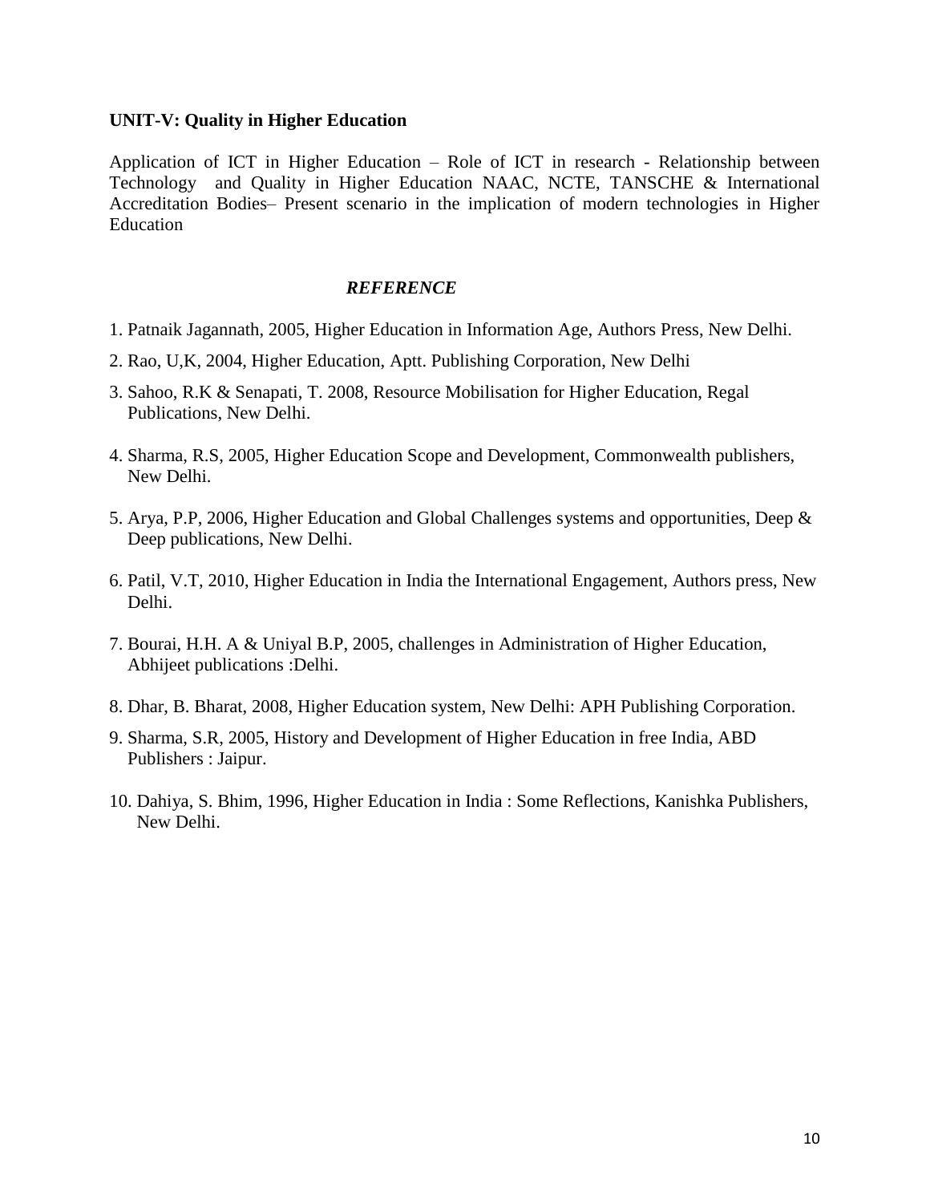**UNIT-V: Quality in Higher Education**

Application of ICT in Higher Education – Role of ICT in research - Relationship between Technology and Quality in Higher Education NAAC, NCTE, TANSCHE & International Accreditation Bodies– Present scenario in the implication of modern technologies in Higher Education

***REFERENCE***

1. Patnaik Jagannath, 2005, Higher Education in Information Age, Authors Press, New Delhi.
2. Rao, U,K, 2004, Higher Education, Aptt. Publishing Corporation, New Delhi
3. Sahoo, R.K & Senapati, T. 2008, Resource Mobilisation for Higher Education, Regal Publications, New Delhi.
4. Sharma, R.S, 2005, Higher Education Scope and Development, Commonwealth publishers, New Delhi.
5. Arya, P.P, 2006, Higher Education and Global Challenges systems and opportunities, Deep & Deep publications, New Delhi.
6. Patil, V.T, 2010, Higher Education in India the International Engagement, Authors press, New Delhi.
7. Bourai, H.H. A & Uniyal B.P, 2005, challenges in Administration of Higher Education, Abhijeet publications :Delhi.
8. Dhar, B. Bharat, 2008, Higher Education system, New Delhi: APH Publishing Corporation.
9. Sharma, S.R, 2005, History and Development of Higher Education in free India, ABD Publishers : Jaipur.
10. Dahiya, S. Bhim, 1996, Higher Education in India : Some Reflections, Kanishka Publishers, New Delhi.